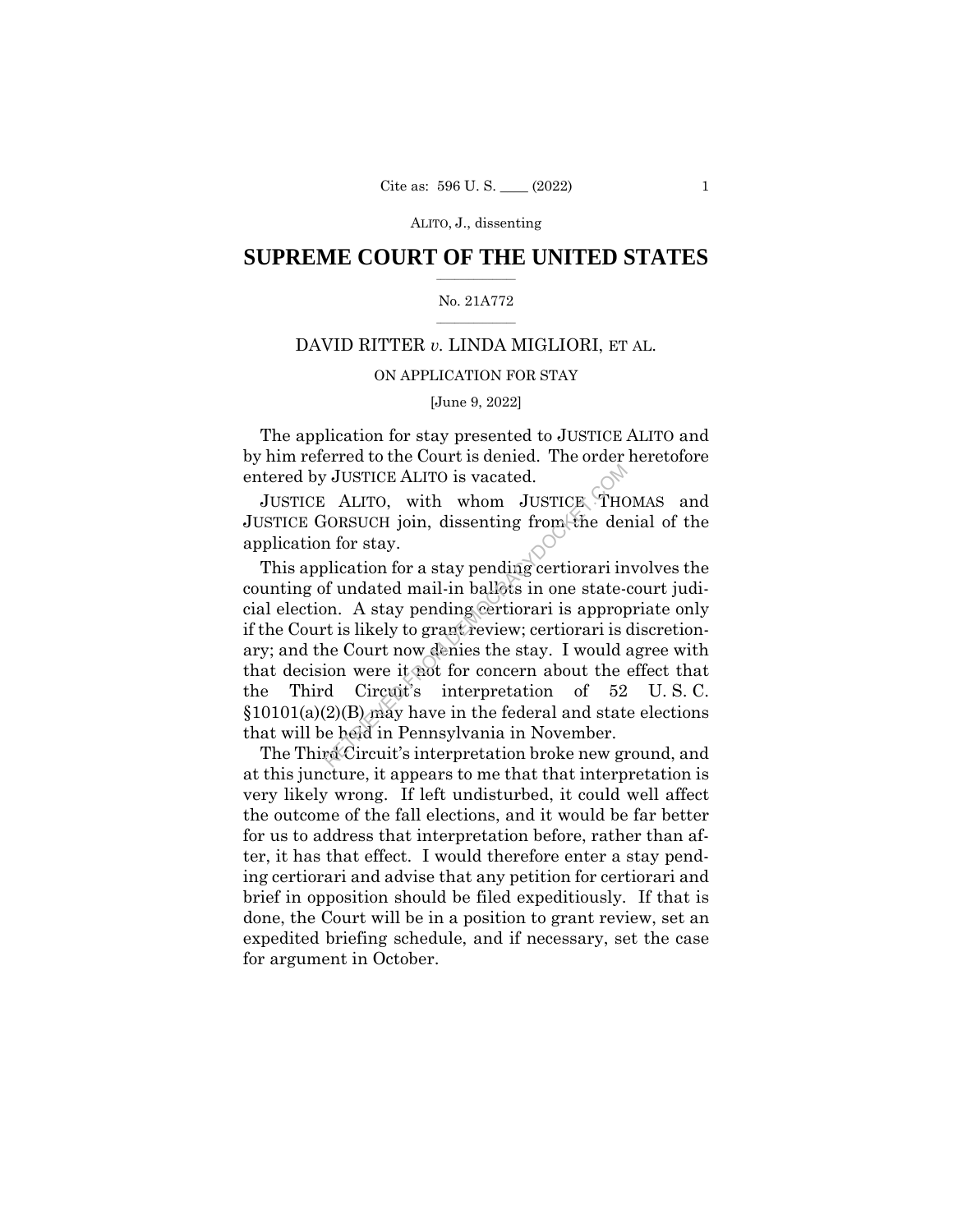# SUPREME COURT OF THE UNITED STATES

No. 21A772

DAVID RITTER *v.* LINDA MIGLIORI, ET AL.

ON APPLICATION FOR STAY

[June 9, 2022]

The application for stay presented to JUSTICE ALITO and by him referred to the Court is denied. The order heretofore entered by JUSTICE ALITO is vacated.

JUSTICE ALITO, with whom JUSTICE THOMAS and JUSTICE GORSUCH join, dissenting from the denial of the application for stay.

This application for a stay pending certiorari involves the counting of undated mail-in ballots in one state-court judicial election. A stay pending certiorari is appropriate only if the Court is likely to grant review; certiorari is discretionary; and the Court now denies the stay. I would agree with that decision were it not for concern about the effect that the Third Circuit's interpretation of 52 U. S. C. §10101(a)(2)(B) may have in the federal and state elections that will be held in Pennsylvania in November.

The Third Circuit's interpretation broke new ground, and at this juncture, it appears to me that that interpretation is very likely wrong. If left undisturbed, it could well affect the outcome of the fall elections, and it would be far better for us to address that interpretation before, rather than after, it has that effect. I would therefore enter a stay pending certiorari and advise that any petition for certiorari and brief in opposition should be filed expeditiously. If that is done, the Court will be in a position to grant review, set an expedited briefing schedule, and if necessary, set the case for argument in October.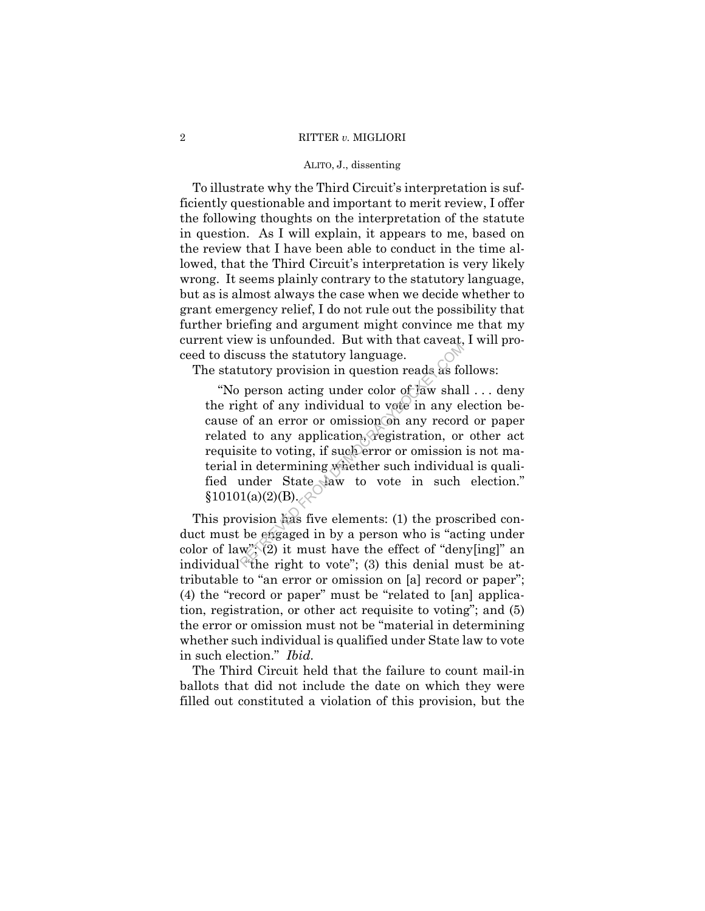To illustrate why the Third Circuit's interpretation is sufficiently questionable and important to merit review, I offer the following thoughts on the interpretation of the statute in question. As I will explain, it appears to me, based on the review that I have been able to conduct in the time allowed, that the Third Circuit's interpretation is very likely wrong. It seems plainly contrary to the statutory language, but as is almost always the case when we decide whether to grant emergency relief, I do not rule out the possibility that further briefing and argument might convince me that my current view is unfounded. But with that caveat, I will proceed to discuss the statutory language.

The statutory provision in question reads as follows:

> "No person acting under color of law shall . . . deny the right of any individual to vote in any election because of an error or omission on any record or paper related to any application, registration, or other act requisite to voting, if such error or omission is not material in determining whether such individual is qualified under State law to vote in such election." §10101(a)(2)(B).

This provision has five elements: (1) the proscribed conduct must be engaged in by a person who is "acting under color of law"; (2) it must have the effect of "deny[ing]" an individual "the right to vote"; (3) this denial must be attributable to "an error or omission on [a] record or paper"; (4) the "record or paper" must be "related to [an] application, registration, or other act requisite to voting"; and (5) the error or omission must not be "material in determining whether such individual is qualified under State law to vote in such election." *Ibid.*

The Third Circuit held that the failure to count mail-in ballots that did not include the date on which they were filled out constituted a violation of this provision, but the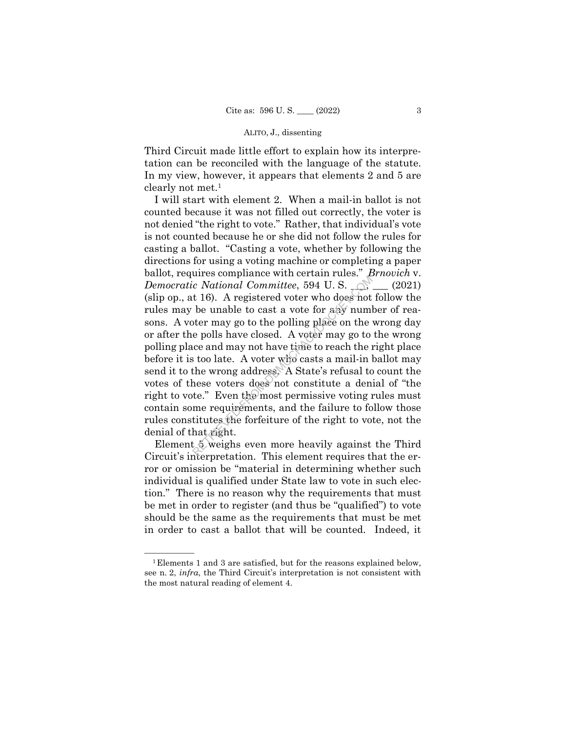Third Circuit made little effort to explain how its interpretation can be reconciled with the language of the statute. In my view, however, it appears that elements 2 and 5 are clearly not met.[1]

I will start with element 2. When a mail-in ballot is not counted because it was not filled out correctly, the voter is not denied "the right to vote." Rather, that individual's vote is not counted because he or she did not follow the rules for casting a ballot. "Casting a vote, whether by following the directions for using a voting machine or completing a paper ballot, requires compliance with certain rules." *Brnovich* v. *Democratic National Committee*, 594 U. S. ___, ___ (2021) (slip op., at 16). A registered voter who does not follow the rules may be unable to cast a vote for any number of reasons. A voter may go to the polling place on the wrong day or after the polls have closed. A voter may go to the wrong polling place and may not have time to reach the right place before it is too late. A voter who casts a mail-in ballot may send it to the wrong address. A State's refusal to count the votes of these voters does not constitute a denial of "the right to vote." Even the most permissive voting rules must contain some requirements, and the failure to follow those rules constitutes the forfeiture of the right to vote, not the denial of that right.

Element 5 weighs even more heavily against the Third Circuit's interpretation. This element requires that the error or omission be "material in determining whether such individual is qualified under State law to vote in such election." There is no reason why the requirements that must be met in order to register (and thus be "qualified") to vote should be the same as the requirements that must be met in order to cast a ballot that will be counted. Indeed, it

---

[1] Elements 1 and 3 are satisfied, but for the reasons explained below, see n. 2, *infra*, the Third Circuit's interpretation is not consistent with the most natural reading of element 4.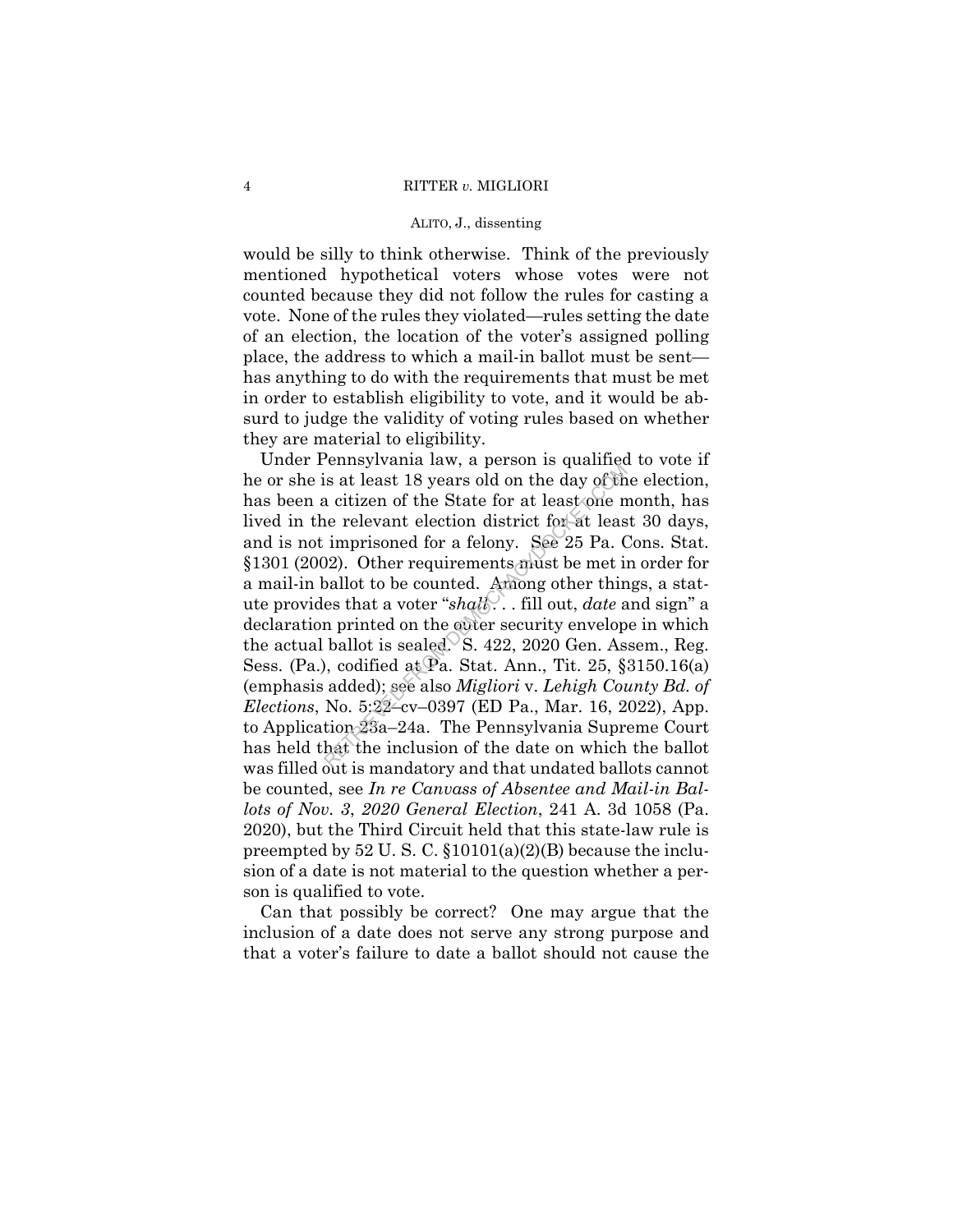would be silly to think otherwise. Think of the previously mentioned hypothetical voters whose votes were not counted because they did not follow the rules for casting a vote. None of the rules they violated—rules setting the date of an election, the location of the voter's assigned polling place, the address to which a mail-in ballot must be sent—has anything to do with the requirements that must be met in order to establish eligibility to vote, and it would be absurd to judge the validity of voting rules based on whether they are material to eligibility.

Under Pennsylvania law, a person is qualified to vote if he or she is at least 18 years old on the day of the election, has been a citizen of the State for at least one month, has lived in the relevant election district for at least 30 days, and is not imprisoned for a felony. See 25 Pa. Cons. Stat. §1301 (2002). Other requirements must be met in order for a mail-in ballot to be counted. Among other things, a statute provides that a voter "*shall* . . . fill out, *date* and sign" a declaration printed on the outer security envelope in which the actual ballot is sealed. S. 422, 2020 Gen. Assem., Reg. Sess. (Pa.), codified at Pa. Stat. Ann., Tit. 25, §3150.16(a) (emphasis added); see also *Migliori* v. *Lehigh County Bd. of Elections*, No. 5:22–cv–0397 (ED Pa., Mar. 16, 2022), App. to Application 23a–24a. The Pennsylvania Supreme Court has held that the inclusion of the date on which the ballot was filled out is mandatory and that undated ballots cannot be counted, see *In re Canvass of Absentee and Mail-in Ballots of Nov. 3, 2020 General Election*, 241 A. 3d 1058 (Pa. 2020), but the Third Circuit held that this state-law rule is preempted by 52 U. S. C. §10101(a)(2)(B) because the inclusion of a date is not material to the question whether a person is qualified to vote.

Can that possibly be correct? One may argue that the inclusion of a date does not serve any strong purpose and that a voter's failure to date a ballot should not cause the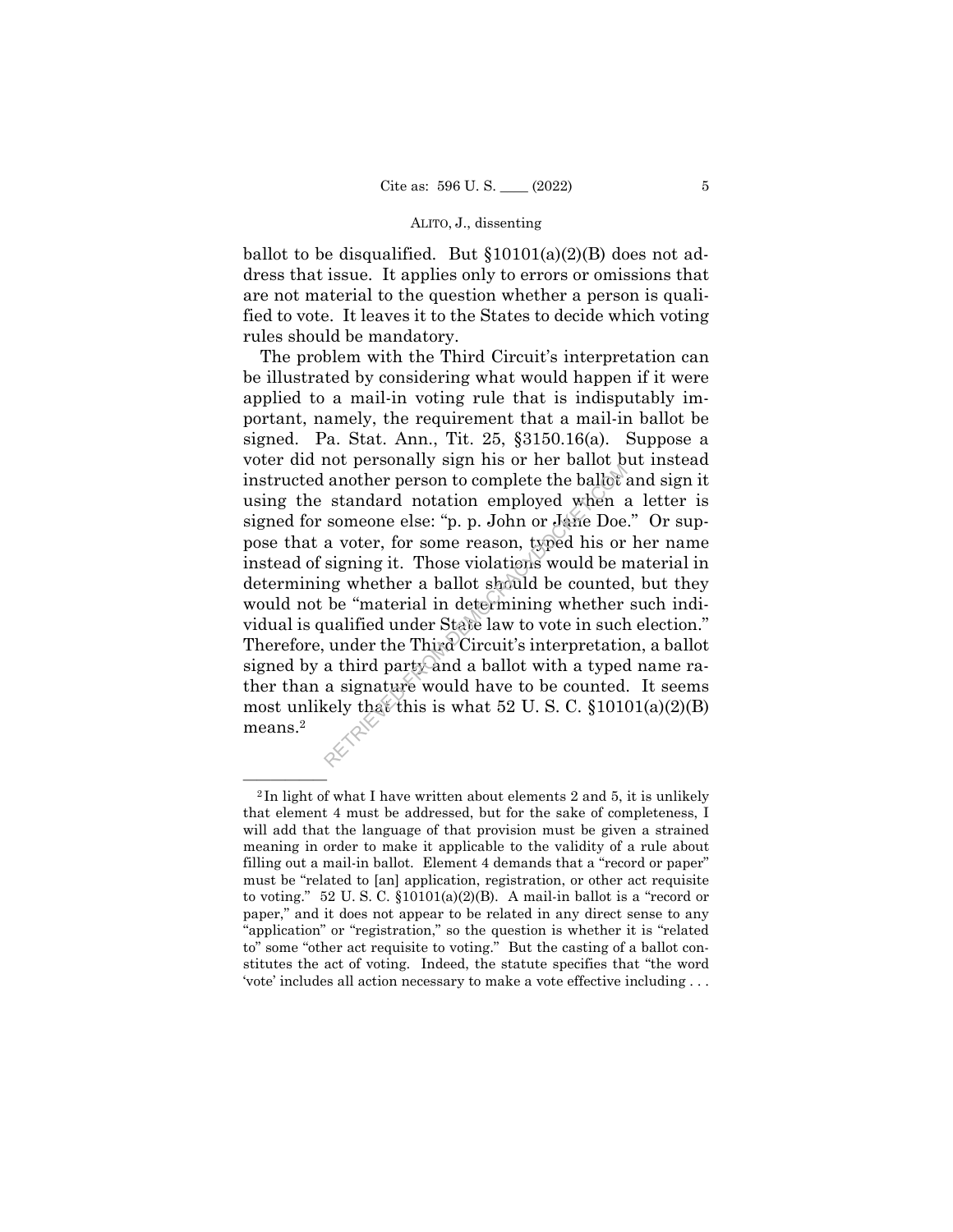ballot to be disqualified. But §10101(a)(2)(B) does not address that issue. It applies only to errors or omissions that are not material to the question whether a person is qualified to vote. It leaves it to the States to decide which voting rules should be mandatory.

The problem with the Third Circuit's interpretation can be illustrated by considering what would happen if it were applied to a mail-in voting rule that is indisputably important, namely, the requirement that a mail-in ballot be signed. Pa. Stat. Ann., Tit. 25, §3150.16(a). Suppose a voter did not personally sign his or her ballot but instead instructed another person to complete the ballot and sign it using the standard notation employed when a letter is signed for someone else: "p. p. John or Jane Doe." Or suppose that a voter, for some reason, typed his or her name instead of signing it. Those violations would be material in determining whether a ballot should be counted, but they would not be "material in determining whether such individual is qualified under State law to vote in such election." Therefore, under the Third Circuit's interpretation, a ballot signed by a third party and a ballot with a typed name rather than a signature would have to be counted. It seems most unlikely that this is what 52 U. S. C. §10101(a)(2)(B) means.[2]

---

[2] In light of what I have written about elements 2 and 5, it is unlikely that element 4 must be addressed, but for the sake of completeness, I will add that the language of that provision must be given a strained meaning in order to make it applicable to the validity of a rule about filling out a mail-in ballot. Element 4 demands that a "record or paper" must be "related to [an] application, registration, or other act requisite to voting." 52 U. S. C. §10101(a)(2)(B). A mail-in ballot is a "record or paper," and it does not appear to be related in any direct sense to any "application" or "registration," so the question is whether it is "related to" some "other act requisite to voting." But the casting of a ballot constitutes the act of voting. Indeed, the statute specifies that "the word 'vote' includes all action necessary to make a vote effective including . . .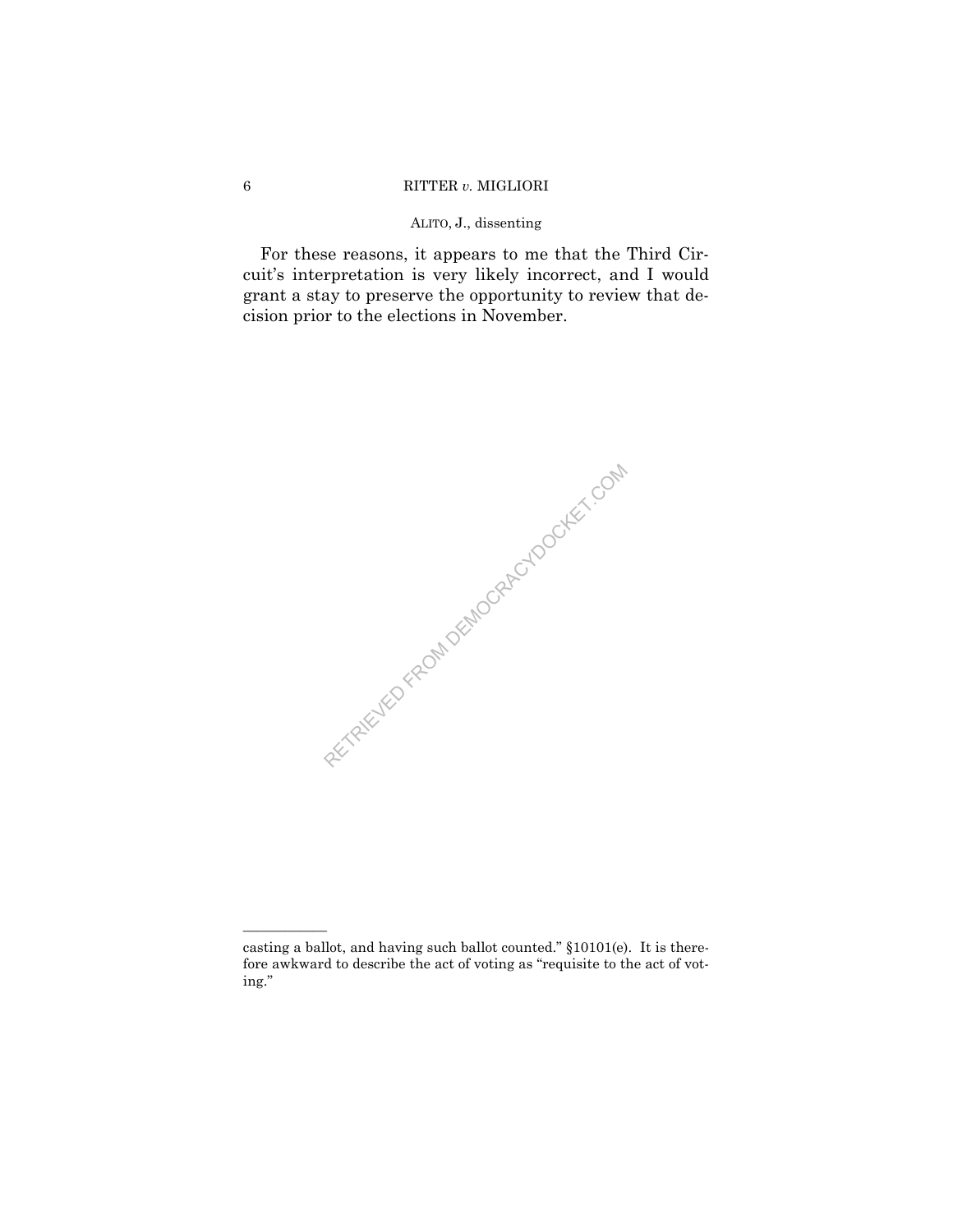ALITO, J., dissenting

For these reasons, it appears to me that the Third Circuit's interpretation is very likely incorrect, and I would grant a stay to preserve the opportunity to review that decision prior to the elections in November.

---

casting a ballot, and having such ballot counted." §10101(e). It is therefore awkward to describe the act of voting as "requisite to the act of voting."